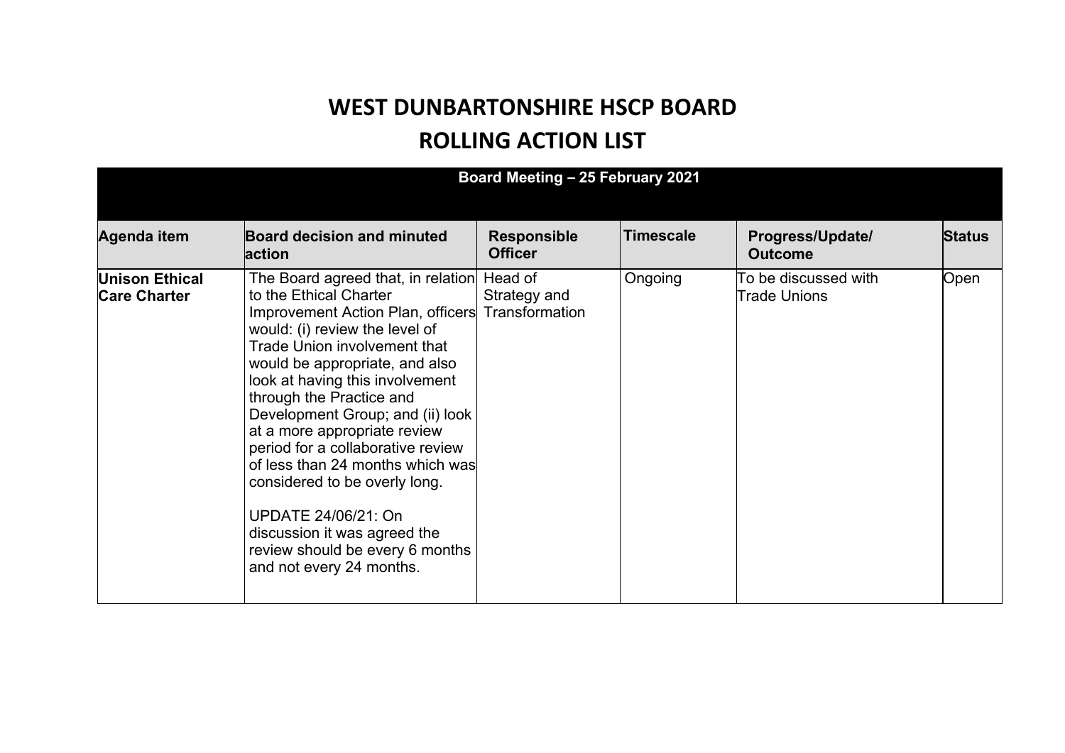# WEST DUNBARTONSHIRE HSCP BOARD

# ROLLING ACTION LIST

| Board Meeting – 25 February 2021 | | | | | |
|---|---|---|---|---|---|
| **Agenda item** | **Board decision and minuted action** | **Responsible Officer** | **Timescale** | **Progress/Update/ Outcome** | **Status** |
| **Unison Ethical Care Charter** | The Board agreed that, in relation to the Ethical Charter Improvement Action Plan, officers would: (i) review the level of Trade Union involvement that would be appropriate, and also look at having this involvement through the Practice and Development Group; and (ii) look at a more appropriate review period for a collaborative review of less than 24 months which was considered to be overly long.<br><br>UPDATE 24/06/21: On discussion it was agreed the review should be every 6 months and not every 24 months. | Head of Strategy and Transformation | Ongoing | To be discussed with Trade Unions | Open |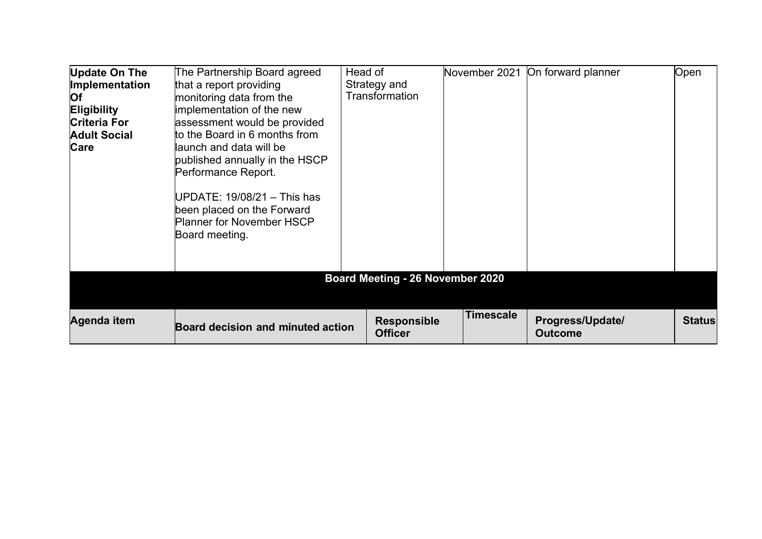| Update On The Implementation Of Eligibility Criteria For Adult Social Care | The Partnership Board agreed that a report providing monitoring data from the implementation of the new assessment would be provided to the Board in 6 months from launch and data will be published annually in the HSCP Performance Report.<br><br>UPDATE: 19/08/21 – This has been placed on the Forward Planner for November HSCP Board meeting. | Head of Strategy and Transformation | November 2021 | On forward planner | Open |
|---|---|---|---|---|---|
| **Board Meeting - 26 November 2020** | | | | | |
| **Agenda item** | **Board decision and minuted action** | **Responsible Officer** | **Timescale** | **Progress/Update/ Outcome** | **Status** |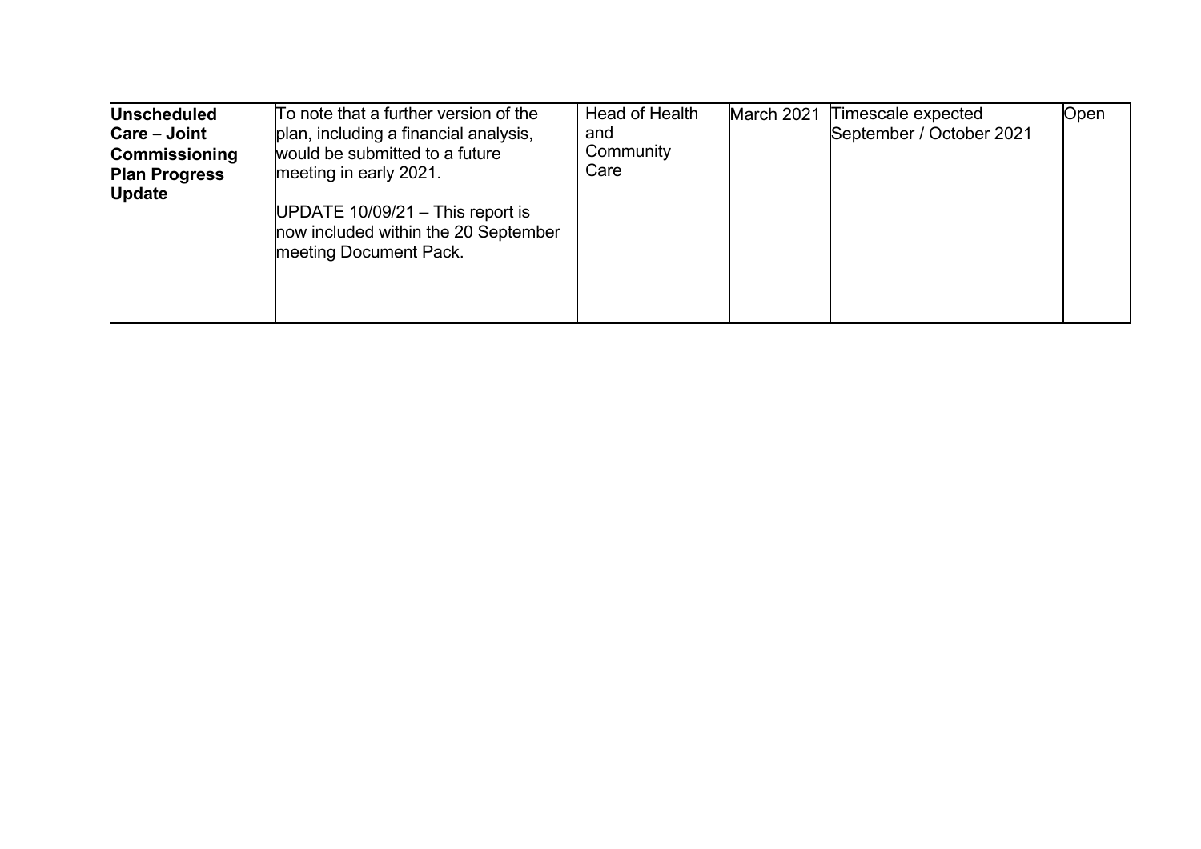| | | | | | |
|---|---|---|---|---|---|
| **Unscheduled Care – Joint Commissioning Plan Progress Update** | To note that a further version of the plan, including a financial analysis, would be submitted to a future meeting in early 2021.<br><br>UPDATE 10/09/21 – This report is now included within the 20 September meeting Document Pack. | Head of Health and Community Care | March 2021 | Timescale expected September / October 2021 | Open |